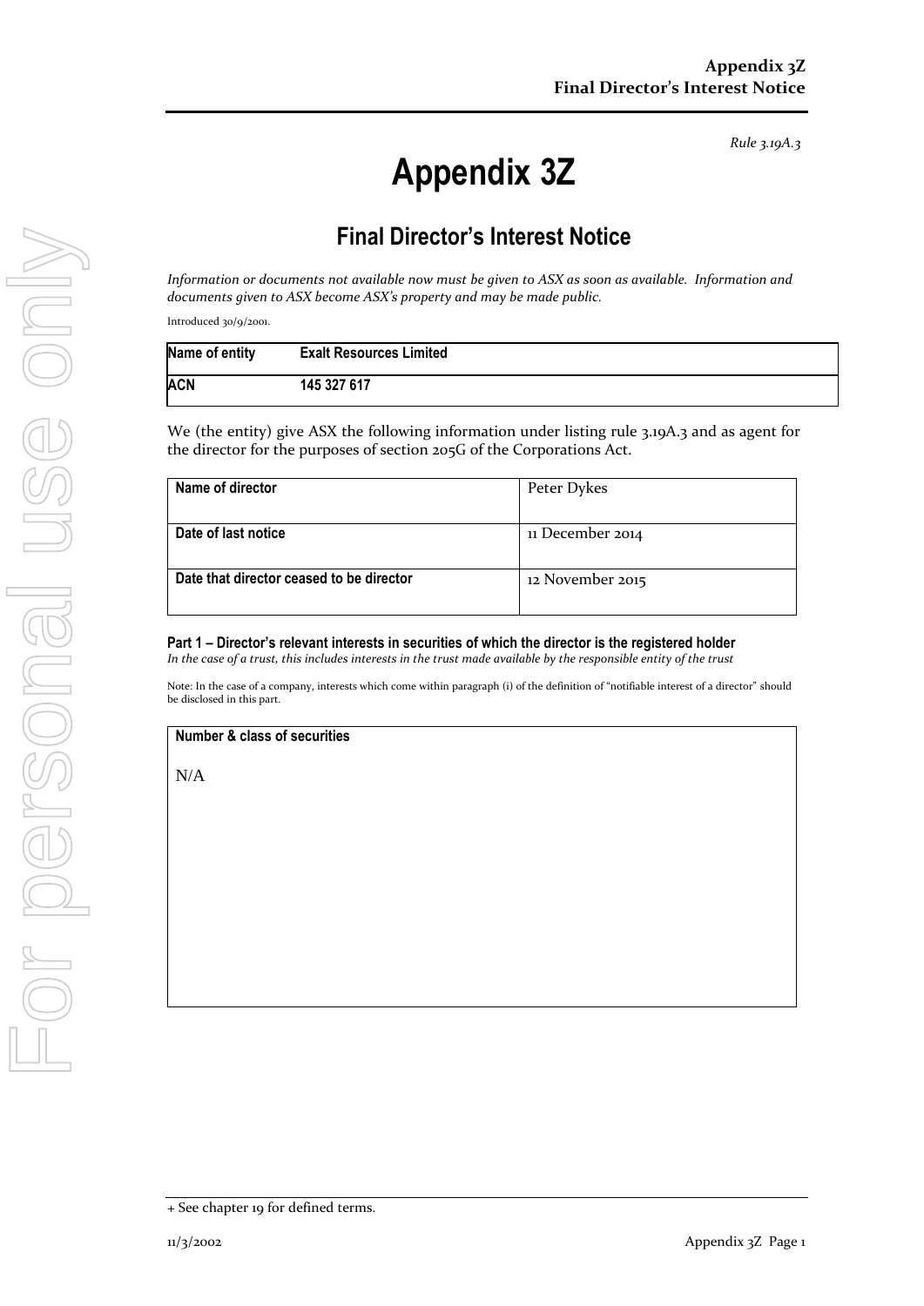*Rule 3.19A.3*

# Appendix 3Z

## Final Director's Interest Notice

*Information or documents not available now must be given to ASX as soon as available. Information and documents given to ASX become ASX's property and may be made public.*

Introduced 30/9/2001.

| Name of entity | Exalt Resources Limited |
|---|---|
| ACN | 145 327 617 |

We (the entity) give ASX the following information under listing rule 3.19A.3 and as agent for the director for the purposes of section 205G of the Corporations Act.

| Name of director | Peter Dykes |
|---|---|
| Date of last notice | 11 December 2014 |
| Date that director ceased to be director | 12 November 2015 |

**Part 1 – Director's relevant interests in securities of which the director is the registered holder**
*In the case of a trust, this includes interests in the trust made available by the responsible entity of the trust*

Note: In the case of a company, interests which come within paragraph (i) of the definition of "notifiable interest of a director" should be disclosed in this part.

| Number & class of securities |
|---|
| N/A |

+ See chapter 19 for defined terms.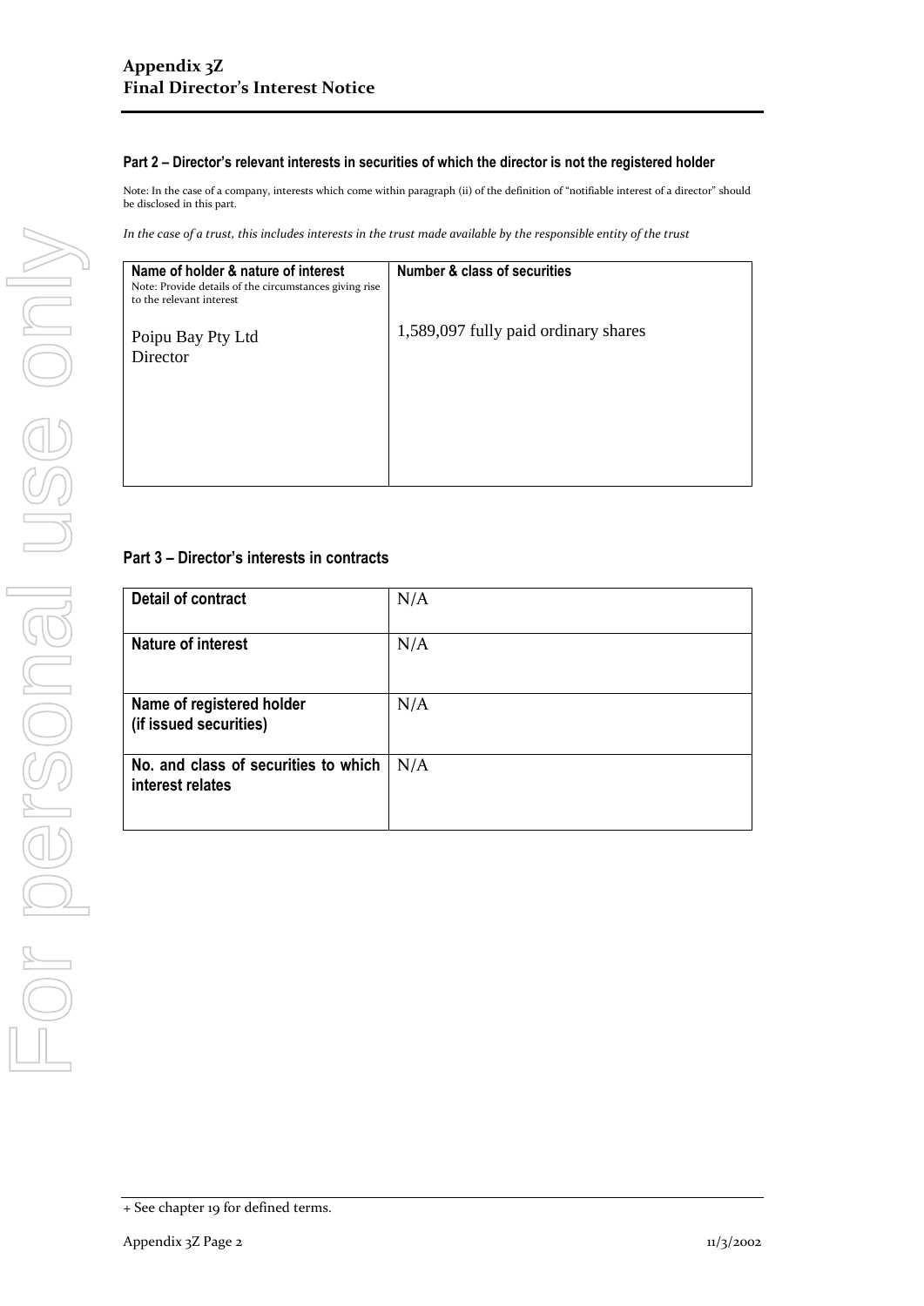## Part 2 – Director's relevant interests in securities of which the director is not the registered holder

Note: In the case of a company, interests which come within paragraph (ii) of the definition of "notifiable interest of a director" should be disclosed in this part.

*In the case of a trust, this includes interests in the trust made available by the responsible entity of the trust*

| **Name of holder & nature of interest**<br>Note: Provide details of the circumstances giving rise to the relevant interest | **Number & class of securities** |
|---|---|
| Poipu Bay Pty Ltd<br>Director | 1,589,097 fully paid ordinary shares |

## Part 3 – Director's interests in contracts

| | |
|---|---|
| **Detail of contract** | N/A |
| **Nature of interest** | N/A |
| **Name of registered holder (if issued securities)** | N/A |
| **No. and class of securities to which interest relates** | N/A |

+ See chapter 19 for defined terms.